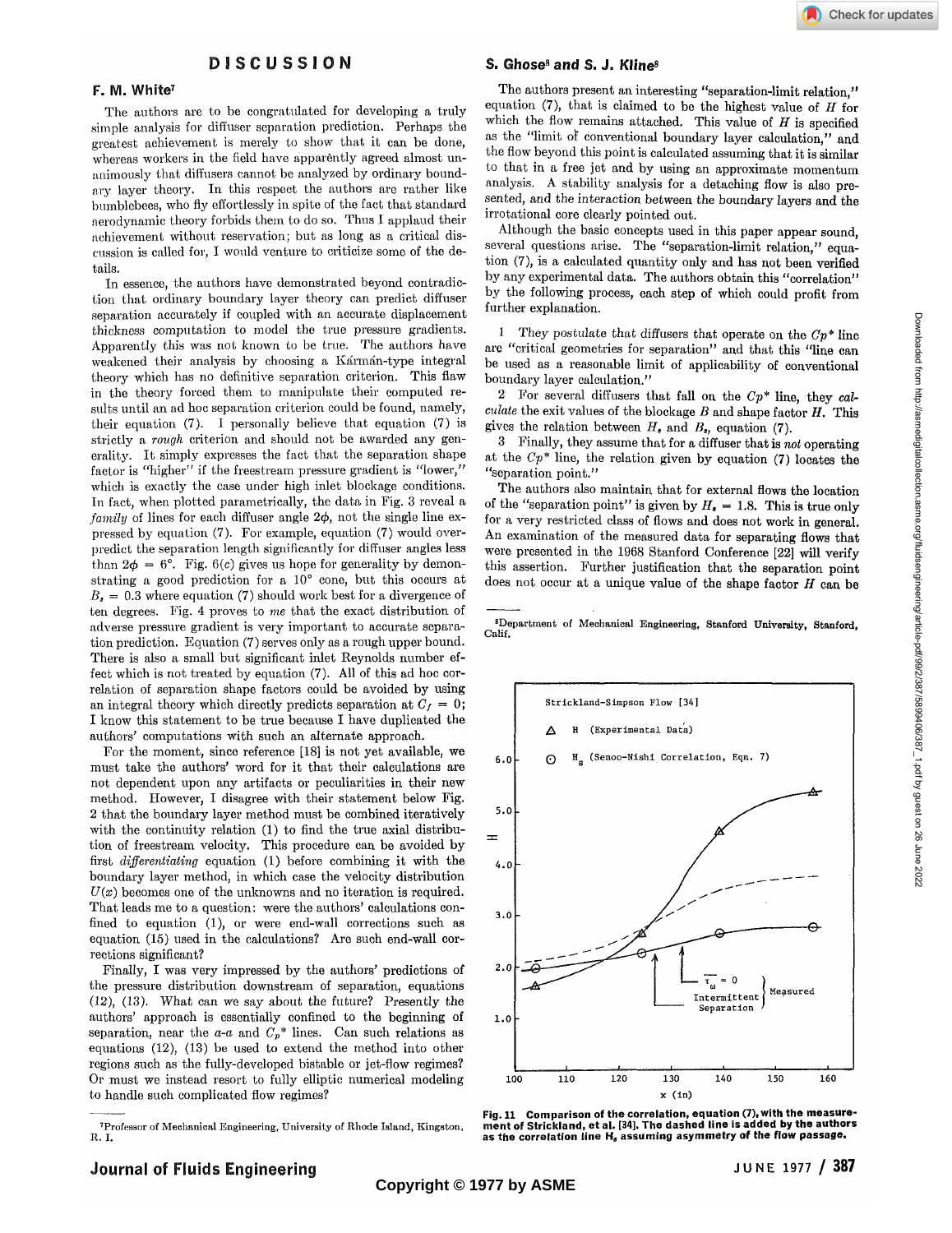# DISCUSSION

## F. M. White[7]

The authors are to be congratulated for developing a truly simple analysis for diffuser separation prediction. Perhaps the greatest achievement is merely to show that it can be done, whereas workers in the field have apparently agreed almost unanimously that diffusers cannot be analyzed by ordinary boundary layer theory. In this respect the authors are rather like bumblebees, who fly effortlessly in spite of the fact that standard aerodynamic theory forbids them to do so. Thus I applaud their achievement without reservation; but as long as a critical discussion is called for, I would venture to criticize some of the details.

In essence, the authors have demonstrated beyond contradiction that ordinary boundary layer theory can predict diffuser separation accurately if coupled with an accurate displacement thickness computation to model the true pressure gradients. Apparently this was not known to be true. The authors have weakened their analysis by choosing a Kármán-type integral theory which has no definitive separation criterion. This flaw in the theory forced them to manipulate their computed results until an ad hoc separation criterion could be found, namely, their equation (7). I personally believe that equation (7) is strictly a *rough* criterion and should not be awarded any generality. It simply expresses the fact that the separation shape factor is "higher" if the freestream pressure gradient is "lower," which is exactly the case under high inlet blockage conditions. In fact, when plotted parametrically, the data in Fig. 3 reveal a *family* of lines for each diffuser angle $2\phi$, not the single line expressed by equation (7). For example, equation (7) would overpredict the separation length significantly for diffuser angles less than $2\phi = 6°$. Fig. 6(c) gives us hope for generality by demonstrating a good prediction for a 10° cone, but this occurs at $B_s = 0.3$ where equation (7) should work best for a divergence of ten degrees. Fig. 4 proves to *me* that the exact distribution of adverse pressure gradient is very important to accurate separation prediction. Equation (7) serves only as a rough upper bound. There is also a small but significant inlet Reynolds number effect which is not treated by equation (7). All of this ad hoc correlation of separation shape factors could be avoided by using an integral theory which directly predicts separation at $C_f = 0$; I know this statement to be true because I have duplicated the authors' computations with such an alternate approach.

For the moment, since reference [18] is not yet available, we must take the authors' word for it that their calculations are not dependent upon any artifacts or peculiarities in their new method. However, I disagree with their statement below Fig. 2 that the boundary layer method must be combined iteratively with the continuity relation (1) to find the true axial distribution of freestream velocity. This procedure can be avoided by first *differentiating* equation (1) before combining it with the boundary layer method, in which case the velocity distribution $U(x)$ becomes one of the unknowns and no iteration is required. That leads me to a question: were the authors' calculations confined to equation (1), or were end-wall corrections such as equation (15) used in the calculations? Are such end-wall corrections significant?

Finally, I was very impressed by the authors' predictions of the pressure distribution downstream of separation, equations (12), (13). What can we say about the future? Presently the authors' approach is essentially confined to the beginning of separation, near the *a-a* and $C_p^*$ lines. Can such relations as equations (12), (13) be used to extend the method into other regions such as the fully-developed bistable or jet-flow regimes? Or must we instead resort to fully elliptic numerical modeling to handle such complicated flow regimes?

[7] Professor of Mechanical Engineering, University of Rhode Island, Kingston, R. I.

## S. Ghose[8] and S. J. Kline[8]

The authors present an interesting "separation-limit relation," equation (7), that is claimed to be the highest value of $H$ for which the flow remains attached. This value of $H$ is specified as the "limit of conventional boundary layer calculation," and the flow beyond this point is calculated assuming that it is similar to that in a free jet and by using an approximate momentum analysis. A stability analysis for a detaching flow is also presented, and the interaction between the boundary layers and the irrotational core clearly pointed out.

Although the basic concepts used in this paper appear sound, several questions arise. The "separation-limit relation," equation (7), is a calculated quantity only and has not been verified by any experimental data. The authors obtain this "correlation" by the following process, each step of which could profit from further explanation.

1 They postulate that diffusers that operate on the $Cp^*$ line are "critical geometries for separation" and that this "line can be used as a reasonable limit of applicability of conventional boundary layer calculation."

2 For several diffusers that fall on the $Cp^*$ line, they *calculate* the exit values of the blockage $B$ and shape factor $H$. This gives the relation between $H_s$ and $B_s$, equation (7).

3 Finally, they assume that for a diffuser that is *not* operating at the $Cp^*$ line, the relation given by equation (7) locates the "separation point."

The authors also maintain that for external flows the location of the "separation point" is given by $H_s = 1.8$. This is true only for a very restricted class of flows and does not work in general. An examination of the measured data for separating flows that were presented in the 1968 Stanford Conference [22] will verify this assertion. Further justification that the separation point does not occur at a unique value of the shape factor $H$ can be

[8] Department of Mechanical Engineering, Stanford University, Stanford, Calif.

**Fig. 11 Comparison of the correlation, equation (7), with the measurement of Strickland, et al. [34]. The dashed line is added by the authors as the correlation line $H_s$ assuming asymmetry of the flow passage.**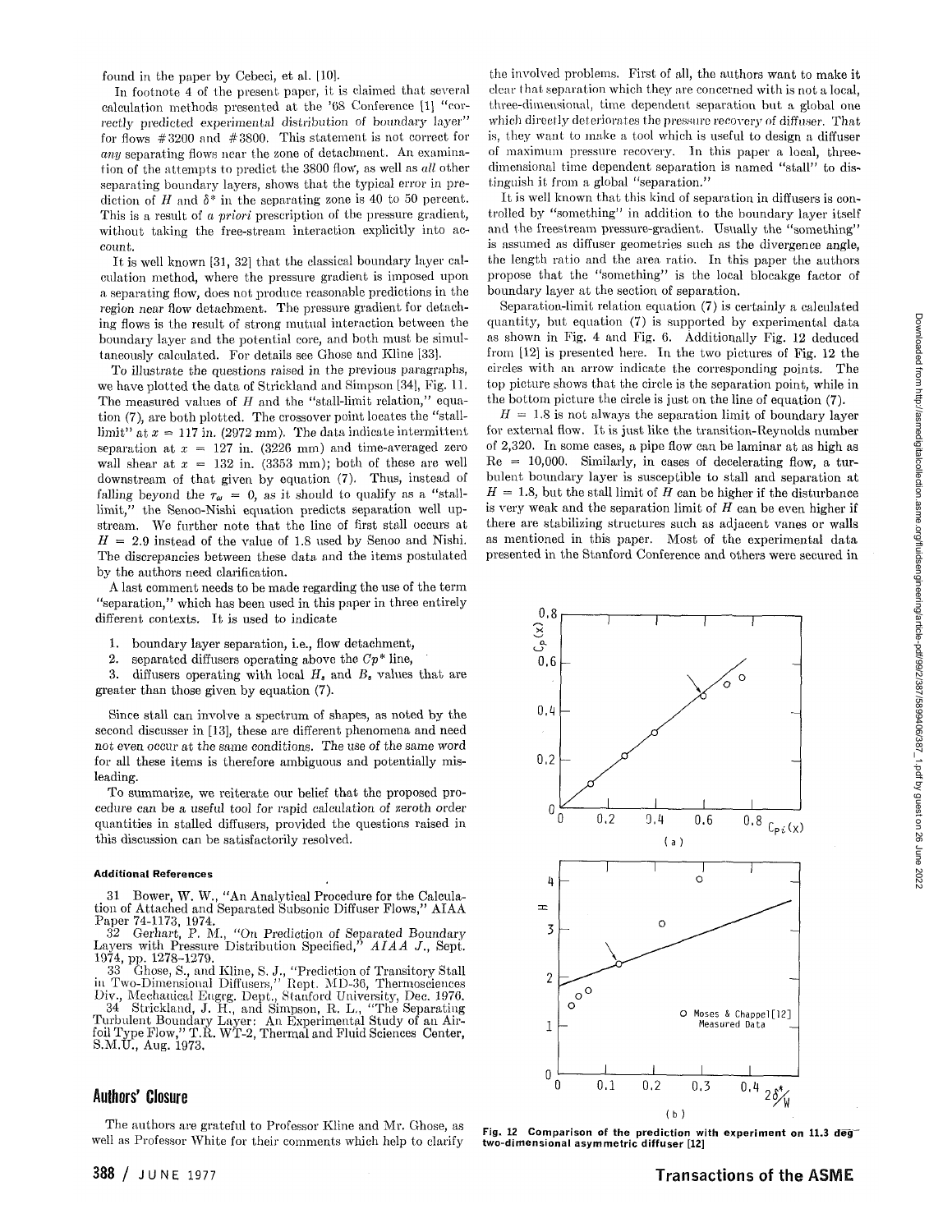found in the paper by Cebeci, et al. [10].

In footnote 4 of the present paper, it is claimed that several calculation methods presented at the '68 Conference [1] "correctly predicted experimental distribution of boundary layer" for flows #3200 and #3800. This statement is not correct for *any* separating flows near the zone of detachment. An examination of the attempts to predict the 3800 flow, as well as *all* other separating boundary layers, shows that the typical error in prediction of $H$ and $\delta^*$ in the separating zone is 40 to 50 percent. This is a result of *a priori* prescription of the pressure gradient, without taking the free-stream interaction explicitly into account.

It is well known [31, 32] that the classical boundary layer calculation method, where the pressure gradient is imposed upon a separating flow, does not produce reasonable predictions in the region near flow detachment. The pressure gradient for detaching flows is the result of strong mutual interaction between the boundary layer and the potential core, and both must be simultaneously calculated. For details see Ghose and Kline [33].

To illustrate the questions raised in the previous paragraphs, we have plotted the data of Strickland and Simpson [34], Fig. 11. The measured values of $H$ and the "stall-limit relation," equation (7), are both plotted. The crossover point locates the "stall-limit" at $x = 117$ in. (2972 mm). The data indicate intermittent separation at $x = 127$ in. (3226 mm) and time-averaged zero wall shear at $x = 132$ in. (3353 mm); both of these are well downstream of that given by equation (7). Thus, instead of falling beyond the $\tau_w = 0$, as it should to qualify as a "stall-limit," the Senoo-Nishi equation predicts separation well upstream. We further note that the line of first stall occurs at $H = 2.9$ instead of the value of 1.8 used by Senoo and Nishi. The discrepancies between these data and the items postulated by the authors need clarification.

A last comment needs to be made regarding the use of the term "separation," which has been used in this paper in three entirely different contexts. It is used to indicate

1. boundary layer separation, i.e., flow detachment,
2. separated diffusers operating above the $Cp^*$ line,
3. diffusers operating with local $H_s$ and $B_s$ values that are greater than those given by equation (7).

Since stall can involve a spectrum of shapes, as noted by the second discusser in [13], these are different phenomena and need *not even occur at the same conditions*. The use of the same word for all these items is therefore ambiguous and potentially misleading.

To summarize, we reiterate our belief that the proposed procedure can be a useful tool for rapid calculation of zeroth order quantities in stalled diffusers, provided the questions raised in this discussion can be satisfactorily resolved.

#### Additional References

31 Bower, W. W., "An Analytical Procedure for the Calculation of Attached and Separated Subsonic Diffuser Flows," AIAA Paper 74-1173, 1974.

32 Gerhart, P. M., "On Prediction of Separated Boundary Layers with Pressure Distribution Specified," *AIAA J.*, Sept. 1974, pp. 1278-1279.

33 Ghose, S., and Kline, S. J., "Prediction of Transitory Stall in Two-Dimensional Diffusers," Rept. MD-36, Thermosciences Div., Mechanical Engrg. Dept., Stanford University, Dec. 1976.

34 Strickland, J. H., and Simpson, R. L., "The Separating Turbulent Boundary Layer: An Experimental Study of an Airfoil Type Flow," T.R. WT-2, Thermal and Fluid Sciences Center, S.M.U., Aug. 1973.

## Authors' Closure

The authors are grateful to Professor Kline and Mr. Ghose, as well as Professor White for their comments which help to clarify the involved problems. First of all, the authors want to make it clear that separation which they are concerned with is not a local, three-dimensional, time dependent separation but a global one which directly deteriorates the pressure recovery of diffuser. That is, they want to make a tool which is useful to design a diffuser of maximum pressure recovery. In this paper a local, three-dimensional time dependent separation is named "stall" to distinguish it from a global "separation."

It is well known that this kind of separation in diffusers is controlled by "something" in addition to the boundary layer itself and the freestream pressure-gradient. Usually the "something" is assumed as diffuser geometries such as the divergence angle, the length ratio and the area ratio. In this paper the authors propose that the "something" is the local blocakge factor of boundary layer at the section of separation.

Separation-limit relation equation (7) is certainly a calculated quantity, but equation (7) is supported by experimental data as shown in Fig. 4 and Fig. 6. Additionally Fig. 12 deduced from [12] is presented here. In the two pictures of Fig. 12 the circles with an arrow indicate the corresponding points. The top picture shows that the circle is the separation point, while in the bottom picture the circle is just on the line of equation (7).

$H = 1.8$ is not always the separation limit of boundary layer for external flow. It is just like the transition-Reynolds number of 2,320. In some cases, a pipe flow can be laminar at as high as Re = 10,000. Similarly, in cases of decelerating flow, a turbulent boundary layer is susceptible to stall and separation at $H = 1.8$, but the stall limit of $H$ can be higher if the disturbance is very weak and the separation limit of $H$ can be even higher if there are stabilizing structures such as adjacent vanes or walls as mentioned in this paper. Most of the experimental data presented in the Stanford Conference and others were secured in

Fig. 12 Comparison of the prediction with experiment on 11.3 deg two-dimensional asymmetric diffuser [12]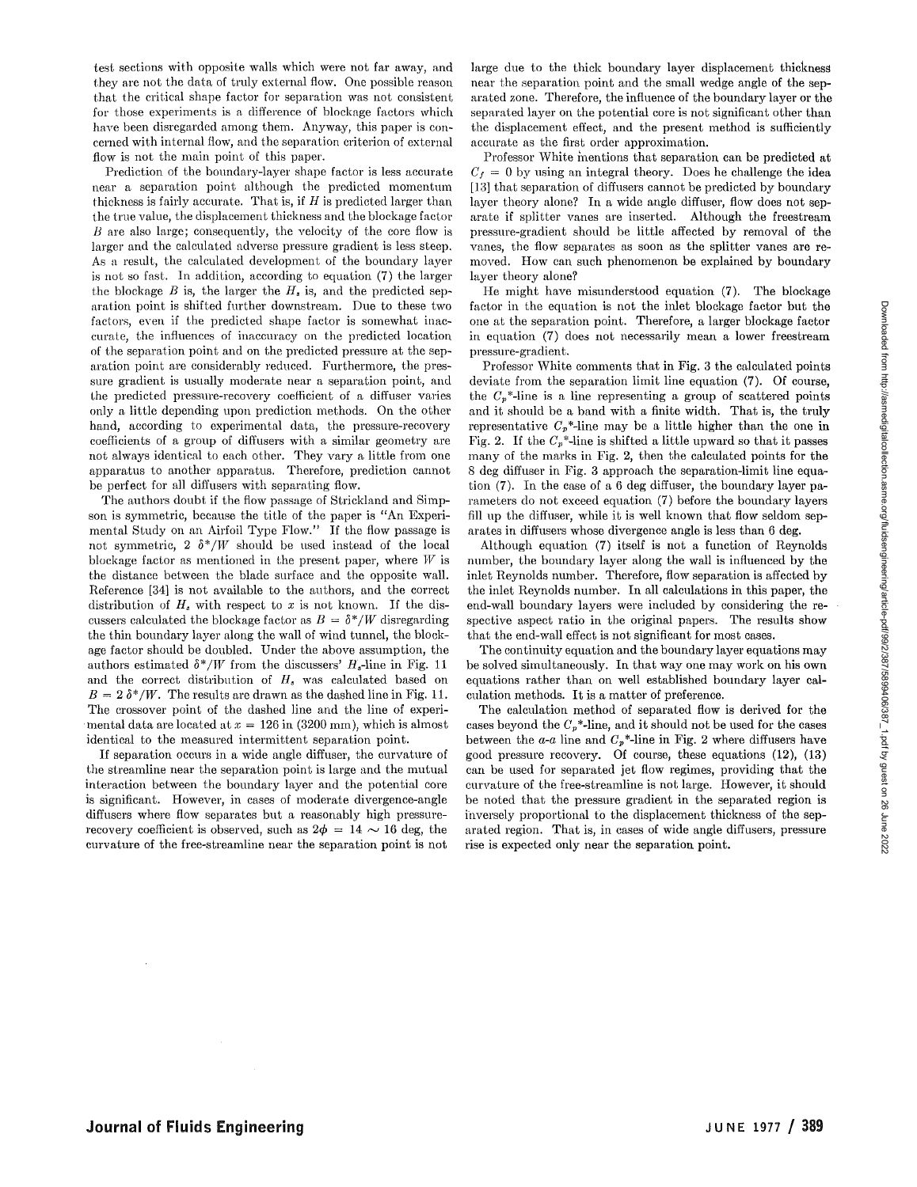test sections with opposite walls which were not far away, and they are not the data of truly external flow. One possible reason that the critical shape factor for separation was not consistent for those experiments is a difference of blockage factors which have been disregarded among them. Anyway, this paper is concerned with internal flow, and the separation criterion of external flow is not the main point of this paper.

Prediction of the boundary-layer shape factor is less accurate near a separation point although the predicted momentum thickness is fairly accurate. That is, if $H$ is predicted larger than the true value, the displacement thickness and the blockage factor $B$ are also large; consequently, the velocity of the core flow is larger and the calculated adverse pressure gradient is less steep. As a result, the calculated development of the boundary layer is not so fast. In addition, according to equation (7) the larger the blockage $B$ is, the larger the $H_s$ is, and the predicted separation point is shifted further downstream. Due to these two factors, even if the predicted shape factor is somewhat inaccurate, the influences of inaccuracy on the predicted location of the separation point and on the predicted pressure at the separation point are considerably reduced. Furthermore, the pressure gradient is usually moderate near a separation point, and the predicted pressure-recovery coefficient of a diffuser varies only a little depending upon prediction methods. On the other hand, according to experimental data, the pressure-recovery coefficients of a group of diffusers with a similar geometry are not always identical to each other. They vary a little from one apparatus to another apparatus. Therefore, prediction cannot be perfect for all diffusers with separating flow.

The authors doubt if the flow passage of Strickland and Simpson is symmetric, because the title of the paper is "An Experimental Study on an Airfoil Type Flow." If the flow passage is not symmetric, $2\ \delta^*/W$ should be used instead of the local blockage factor as mentioned in the present paper, where $W$ is the distance between the blade surface and the opposite wall. Reference [34] is not available to the authors, and the correct distribution of $H_s$ with respect to $x$ is not known. If the discussers calculated the blockage factor as $B = \delta^*/W$ disregarding the thin boundary layer along the wall of wind tunnel, the blockage factor should be doubled. Under the above assumption, the authors estimated $\delta^*/W$ from the discussers' $H_s$-line in Fig. 11 and the correct distribution of $H_s$ was calculated based on $B = 2\ \delta^*/W$. The results are drawn as the dashed line in Fig. 11. The crossover point of the dashed line and the line of experimental data are located at $x = 126$ in (3200 mm), which is almost identical to the measured intermittent separation point.

If separation occurs in a wide angle diffuser, the curvature of the streamline near the separation point is large and the mutual interaction between the boundary layer and the potential core is significant. However, in cases of moderate divergence-angle diffusers where flow separates but a reasonably high pressure-recovery coefficient is observed, such as $2\phi = 14 \sim 16$ deg, the curvature of the free-streamline near the separation point is not large due to the thick boundary layer displacement thickness near the separation point and the small wedge angle of the separated zone. Therefore, the influence of the boundary layer or the separated layer on the potential core is not significant other than the displacement effect, and the present method is sufficiently accurate as the first order approximation.

Professor White mentions that separation can be predicted at $C_f = 0$ by using an integral theory. Does he challenge the idea [13] that separation of diffusers cannot be predicted by boundary layer theory alone? In a wide angle diffuser, flow does not separate if splitter vanes are inserted. Although the freestream pressure-gradient should be little affected by removal of the vanes, the flow separates as soon as the splitter vanes are removed. How can such phenomenon be explained by boundary layer theory alone?

He might have misunderstood equation (7). The blockage factor in the equation is not the inlet blockage factor but the one at the separation point. Therefore, a larger blockage factor in equation (7) does not necessarily mean a lower freestream pressure-gradient.

Professor White comments that in Fig. 3 the calculated points deviate from the separation limit line equation (7). Of course, the $C_p^*$-line is a line representing a group of scattered points and it should be a band with a finite width. That is, the truly representative $C_p^*$-line may be a little higher than the one in Fig. 2. If the $C_p^*$-line is shifted a little upward so that it passes many of the marks in Fig. 2, then the calculated points for the 8 deg diffuser in Fig. 3 approach the separation-limit line equation (7). In the case of a 6 deg diffuser, the boundary layer parameters do not exceed equation (7) before the boundary layers fill up the diffuser, while it is well known that flow seldom separates in diffusers whose divergence angle is less than 6 deg.

Although equation (7) itself is not a function of Reynolds number, the boundary layer along the wall is influenced by the inlet Reynolds number. Therefore, flow separation is affected by the inlet Reynolds number. In all calculations in this paper, the end-wall boundary layers were included by considering the respective aspect ratio in the original papers. The results show that the end-wall effect is not significant for most cases.

The continuity equation and the boundary layer equations may be solved simultaneously. In that way one may work on his own equations rather than on well established boundary layer calculation methods. It is a matter of preference.

The calculation method of separated flow is derived for the cases beyond the $C_p^*$-line, and it should not be used for the cases between the *a-a* line and $C_p^*$-line in Fig. 2 where diffusers have good pressure recovery. Of course, these equations (12), (13) can be used for separated jet flow regimes, providing that the curvature of the free-streamline is not large. However, it should be noted that the pressure gradient in the separated region is inversely proportional to the displacement thickness of the separated region. That is, in cases of wide angle diffusers, pressure rise is expected only near the separation point.